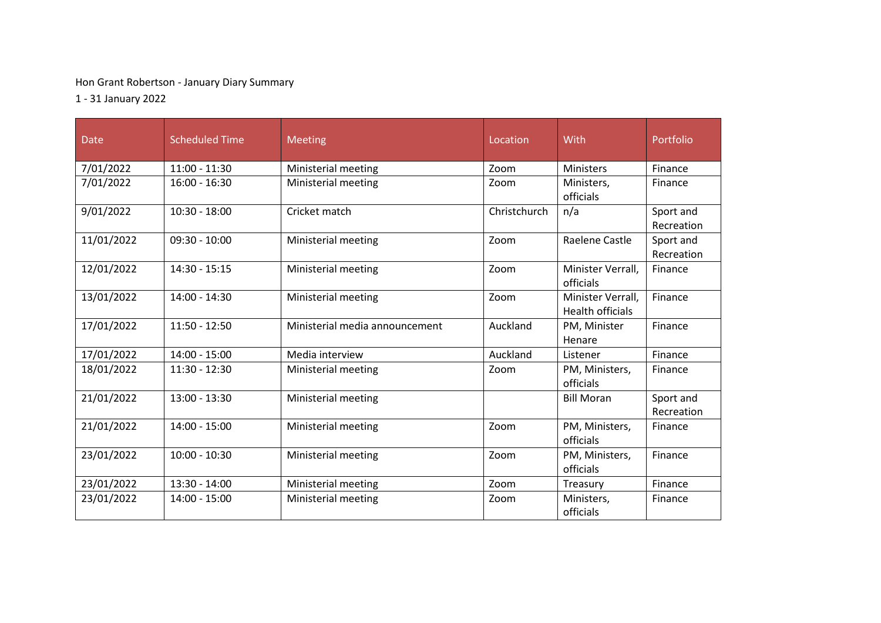Hon Grant Robertson - January Diary Summary

1 - 31 January 2022

| Date | Scheduled Time | Meeting | Location | With | Portfolio |
|---|---|---|---|---|---|
| 7/01/2022 | 11:00 - 11:30 | Ministerial meeting | Zoom | Ministers | Finance |
| 7/01/2022 | 16:00 - 16:30 | Ministerial meeting | Zoom | Ministers, officials | Finance |
| 9/01/2022 | 10:30 - 18:00 | Cricket match | Christchurch | n/a | Sport and Recreation |
| 11/01/2022 | 09:30 - 10:00 | Ministerial meeting | Zoom | Raelene Castle | Sport and Recreation |
| 12/01/2022 | 14:30 - 15:15 | Ministerial meeting | Zoom | Minister Verrall, officials | Finance |
| 13/01/2022 | 14:00 - 14:30 | Ministerial meeting | Zoom | Minister Verrall, Health officials | Finance |
| 17/01/2022 | 11:50 - 12:50 | Ministerial media announcement | Auckland | PM, Minister Henare | Finance |
| 17/01/2022 | 14:00 - 15:00 | Media interview | Auckland | Listener | Finance |
| 18/01/2022 | 11:30 - 12:30 | Ministerial meeting | Zoom | PM, Ministers, officials | Finance |
| 21/01/2022 | 13:00 - 13:30 | Ministerial meeting | | Bill Moran | Sport and Recreation |
| 21/01/2022 | 14:00 - 15:00 | Ministerial meeting | Zoom | PM, Ministers, officials | Finance |
| 23/01/2022 | 10:00 - 10:30 | Ministerial meeting | Zoom | PM, Ministers, officials | Finance |
| 23/01/2022 | 13:30 - 14:00 | Ministerial meeting | Zoom | Treasury | Finance |
| 23/01/2022 | 14:00 - 15:00 | Ministerial meeting | Zoom | Ministers, officials | Finance |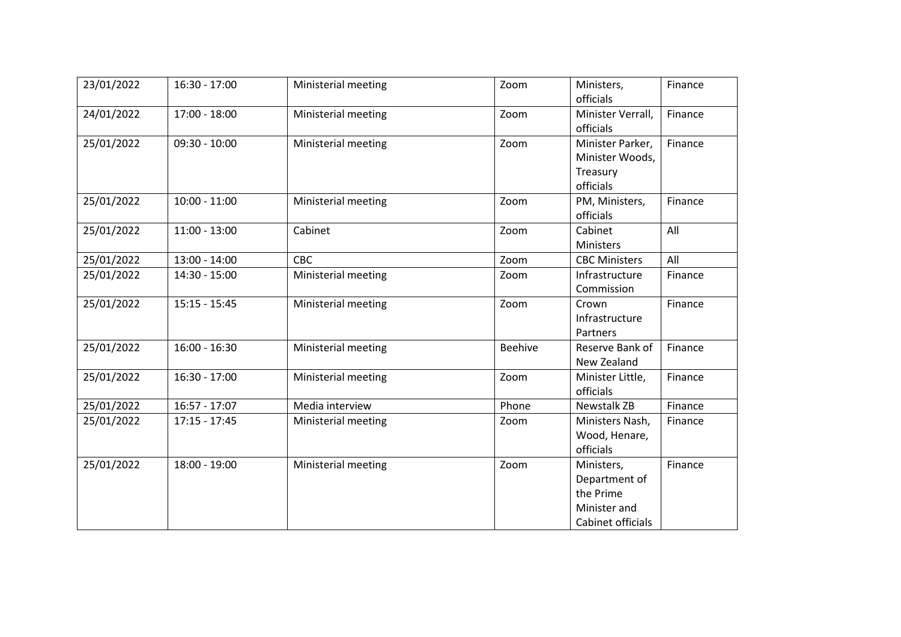| 23/01/2022 | 16:30 - 17:00 | Ministerial meeting | Zoom | Ministers, officials | Finance |
|---|---|---|---|---|---|
| 24/01/2022 | 17:00 - 18:00 | Ministerial meeting | Zoom | Minister Verrall, officials | Finance |
| 25/01/2022 | 09:30 - 10:00 | Ministerial meeting | Zoom | Minister Parker, Minister Woods, Treasury officials | Finance |
| 25/01/2022 | 10:00 - 11:00 | Ministerial meeting | Zoom | PM, Ministers, officials | Finance |
| 25/01/2022 | 11:00 - 13:00 | Cabinet | Zoom | Cabinet Ministers | All |
| 25/01/2022 | 13:00 - 14:00 | CBC | Zoom | CBC Ministers | All |
| 25/01/2022 | 14:30 - 15:00 | Ministerial meeting | Zoom | Infrastructure Commission | Finance |
| 25/01/2022 | 15:15 - 15:45 | Ministerial meeting | Zoom | Crown Infrastructure Partners | Finance |
| 25/01/2022 | 16:00 - 16:30 | Ministerial meeting | Beehive | Reserve Bank of New Zealand | Finance |
| 25/01/2022 | 16:30 - 17:00 | Ministerial meeting | Zoom | Minister Little, officials | Finance |
| 25/01/2022 | 16:57 - 17:07 | Media interview | Phone | Newstalk ZB | Finance |
| 25/01/2022 | 17:15 - 17:45 | Ministerial meeting | Zoom | Ministers Nash, Wood, Henare, officials | Finance |
| 25/01/2022 | 18:00 - 19:00 | Ministerial meeting | Zoom | Ministers, Department of the Prime Minister and Cabinet officials | Finance |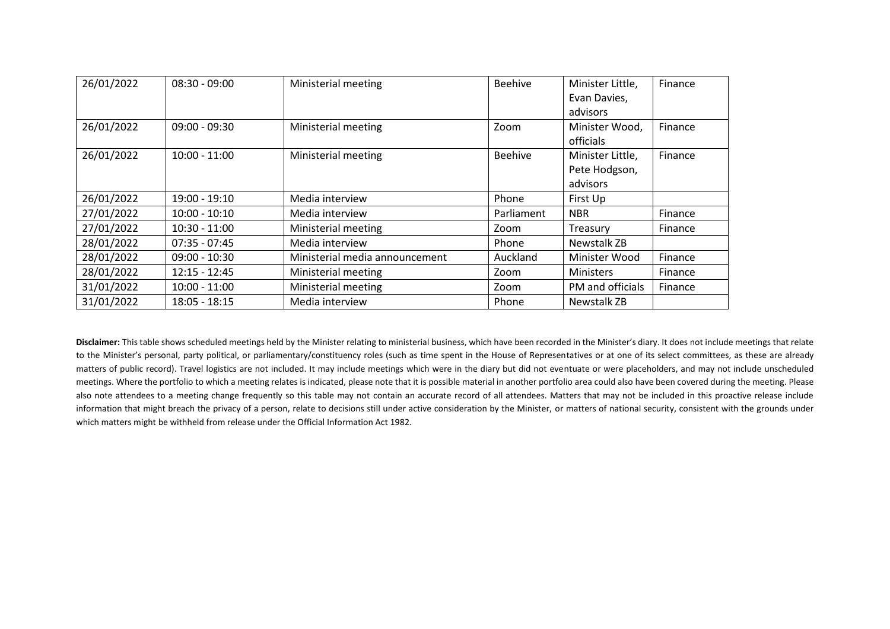| | | | | | |
|---|---|---|---|---|---|
| 26/01/2022 | 08:30 - 09:00 | Ministerial meeting | Beehive | Minister Little, Evan Davies, advisors | Finance |
| 26/01/2022 | 09:00 - 09:30 | Ministerial meeting | Zoom | Minister Wood, officials | Finance |
| 26/01/2022 | 10:00 - 11:00 | Ministerial meeting | Beehive | Minister Little, Pete Hodgson, advisors | Finance |
| 26/01/2022 | 19:00 - 19:10 | Media interview | Phone | First Up | |
| 27/01/2022 | 10:00 - 10:10 | Media interview | Parliament | NBR | Finance |
| 27/01/2022 | 10:30 - 11:00 | Ministerial meeting | Zoom | Treasury | Finance |
| 28/01/2022 | 07:35 - 07:45 | Media interview | Phone | Newstalk ZB | |
| 28/01/2022 | 09:00 - 10:30 | Ministerial media announcement | Auckland | Minister Wood | Finance |
| 28/01/2022 | 12:15 - 12:45 | Ministerial meeting | Zoom | Ministers | Finance |
| 31/01/2022 | 10:00 - 11:00 | Ministerial meeting | Zoom | PM and officials | Finance |
| 31/01/2022 | 18:05 - 18:15 | Media interview | Phone | Newstalk ZB | |

**Disclaimer:** This table shows scheduled meetings held by the Minister relating to ministerial business, which have been recorded in the Minister's diary. It does not include meetings that relate to the Minister's personal, party political, or parliamentary/constituency roles (such as time spent in the House of Representatives or at one of its select committees, as these are already matters of public record). Travel logistics are not included. It may include meetings which were in the diary but did not eventuate or were placeholders, and may not include unscheduled meetings. Where the portfolio to which a meeting relates is indicated, please note that it is possible material in another portfolio area could also have been covered during the meeting. Please also note attendees to a meeting change frequently so this table may not contain an accurate record of all attendees. Matters that may not be included in this proactive release include information that might breach the privacy of a person, relate to decisions still under active consideration by the Minister, or matters of national security, consistent with the grounds under which matters might be withheld from release under the Official Information Act 1982.